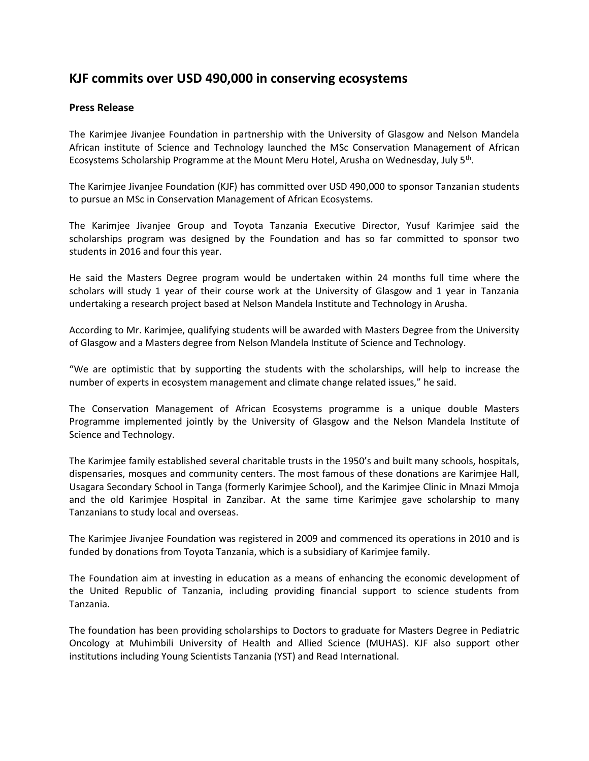## KJF commits over USD 490,000 in conserving ecosystems

### Press Release

The Karimjee Jivanjee Foundation in partnership with the University of Glasgow and Nelson Mandela African institute of Science and Technology launched the MSc Conservation Management of African Ecosystems Scholarship Programme at the Mount Meru Hotel, Arusha on Wednesday, July 5th.

The Karimjee Jivanjee Foundation (KJF) has committed over USD 490,000 to sponsor Tanzanian students to pursue an MSc in Conservation Management of African Ecosystems.

The Karimjee Jivanjee Group and Toyota Tanzania Executive Director, Yusuf Karimjee said the scholarships program was designed by the Foundation and has so far committed to sponsor two students in 2016 and four this year.

He said the Masters Degree program would be undertaken within 24 months full time where the scholars will study 1 year of their course work at the University of Glasgow and 1 year in Tanzania undertaking a research project based at Nelson Mandela Institute and Technology in Arusha.

According to Mr. Karimjee, qualifying students will be awarded with Masters Degree from the University of Glasgow and a Masters degree from Nelson Mandela Institute of Science and Technology.

"We are optimistic that by supporting the students with the scholarships, will help to increase the number of experts in ecosystem management and climate change related issues," he said.

The Conservation Management of African Ecosystems programme is a unique double Masters Programme implemented jointly by the University of Glasgow and the Nelson Mandela Institute of Science and Technology.

The Karimjee family established several charitable trusts in the 1950's and built many schools, hospitals, dispensaries, mosques and community centers. The most famous of these donations are Karimjee Hall, Usagara Secondary School in Tanga (formerly Karimjee School), and the Karimjee Clinic in Mnazi Mmoja and the old Karimjee Hospital in Zanzibar. At the same time Karimjee gave scholarship to many Tanzanians to study local and overseas.

The Karimjee Jivanjee Foundation was registered in 2009 and commenced its operations in 2010 and is funded by donations from Toyota Tanzania, which is a subsidiary of Karimjee family.

The Foundation aim at investing in education as a means of enhancing the economic development of the United Republic of Tanzania, including providing financial support to science students from Tanzania.

The foundation has been providing scholarships to Doctors to graduate for Masters Degree in Pediatric Oncology at Muhimbili University of Health and Allied Science (MUHAS). KJF also support other institutions including Young Scientists Tanzania (YST) and Read International.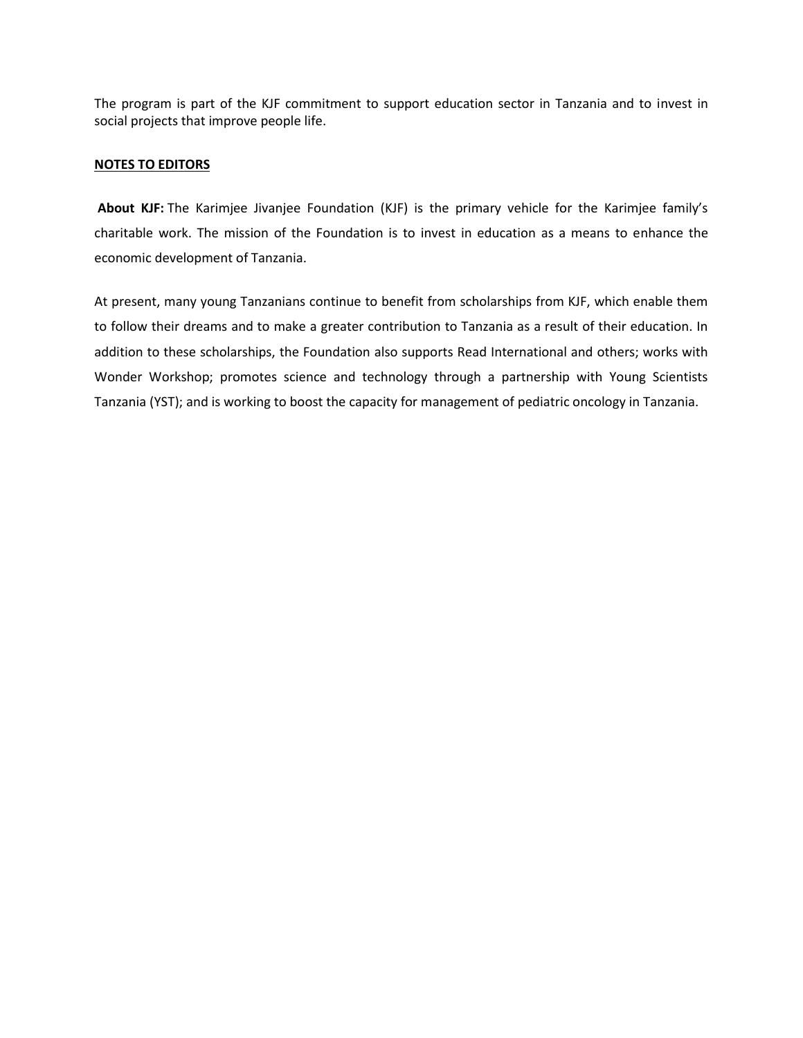The program is part of the KJF commitment to support education sector in Tanzania and to invest in social projects that improve people life.

**NOTES TO EDITORS**

**About KJF:** The Karimjee Jivanjee Foundation (KJF) is the primary vehicle for the Karimjee family's charitable work. The mission of the Foundation is to invest in education as a means to enhance the economic development of Tanzania.

At present, many young Tanzanians continue to benefit from scholarships from KJF, which enable them to follow their dreams and to make a greater contribution to Tanzania as a result of their education. In addition to these scholarships, the Foundation also supports Read International and others; works with Wonder Workshop; promotes science and technology through a partnership with Young Scientists Tanzania (YST); and is working to boost the capacity for management of pediatric oncology in Tanzania.